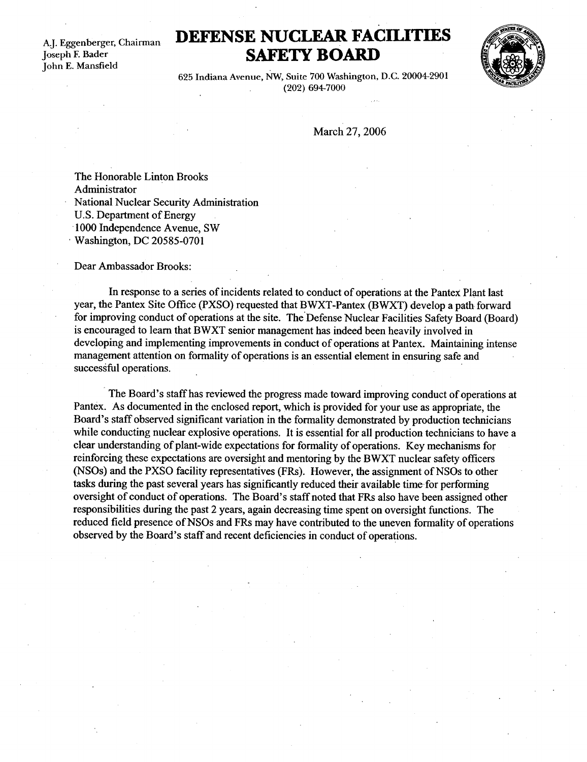A.J. Eggenberger, Chairman
Joseph F. Bader
John E. Mansfield

# DEFENSE NUCLEAR FACILITIES SAFETY BOARD

625 Indiana Avenue, NW, Suite 700 Washington, D.C. 20004-2901
(202) 694-7000

March 27, 2006

The Honorable Linton Brooks
Administrator
National Nuclear Security Administration
U.S. Department of Energy
1000 Independence Avenue, SW
Washington, DC 20585-0701

Dear Ambassador Brooks:

In response to a series of incidents related to conduct of operations at the Pantex Plant last year, the Pantex Site Office (PXSO) requested that BWXT-Pantex (BWXT) develop a path forward for improving conduct of operations at the site. The Defense Nuclear Facilities Safety Board (Board) is encouraged to learn that BWXT senior management has indeed been heavily involved in developing and implementing improvements in conduct of operations at Pantex. Maintaining intense management attention on formality of operations is an essential element in ensuring safe and successful operations.

The Board's staff has reviewed the progress made toward improving conduct of operations at Pantex. As documented in the enclosed report, which is provided for your use as appropriate, the Board's staff observed significant variation in the formality demonstrated by production technicians while conducting nuclear explosive operations. It is essential for all production technicians to have a clear understanding of plant-wide expectations for formality of operations. Key mechanisms for reinforcing these expectations are oversight and mentoring by the BWXT nuclear safety officers (NSOs) and the PXSO facility representatives (FRs). However, the assignment of NSOs to other tasks during the past several years has significantly reduced their available time for performing oversight of conduct of operations. The Board's staff noted that FRs also have been assigned other responsibilities during the past 2 years, again decreasing time spent on oversight functions. The reduced field presence of NSOs and FRs may have contributed to the uneven formality of operations observed by the Board's staff and recent deficiencies in conduct of operations.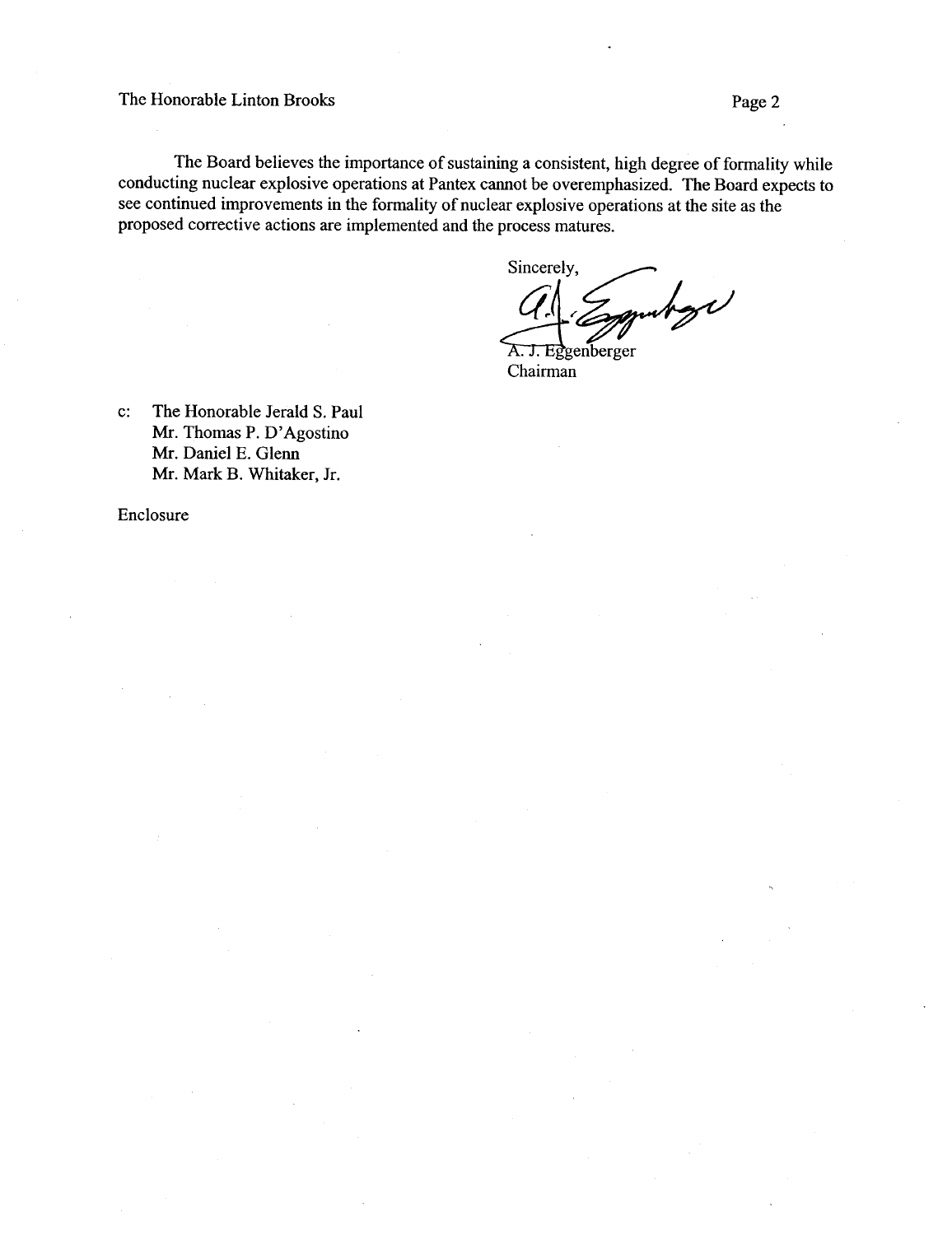The Board believes the importance of sustaining a consistent, high degree of formality while conducting nuclear explosive operations at Pantex cannot be overemphasized. The Board expects to see continued improvements in the formality of nuclear explosive operations at the site as the proposed corrective actions are implemented and the process matures.

Sincerely,

A. J. Eggenberger
Chairman

c: The Honorable Jerald S. Paul
Mr. Thomas P. D'Agostino
Mr. Daniel E. Glenn
Mr. Mark B. Whitaker, Jr.

Enclosure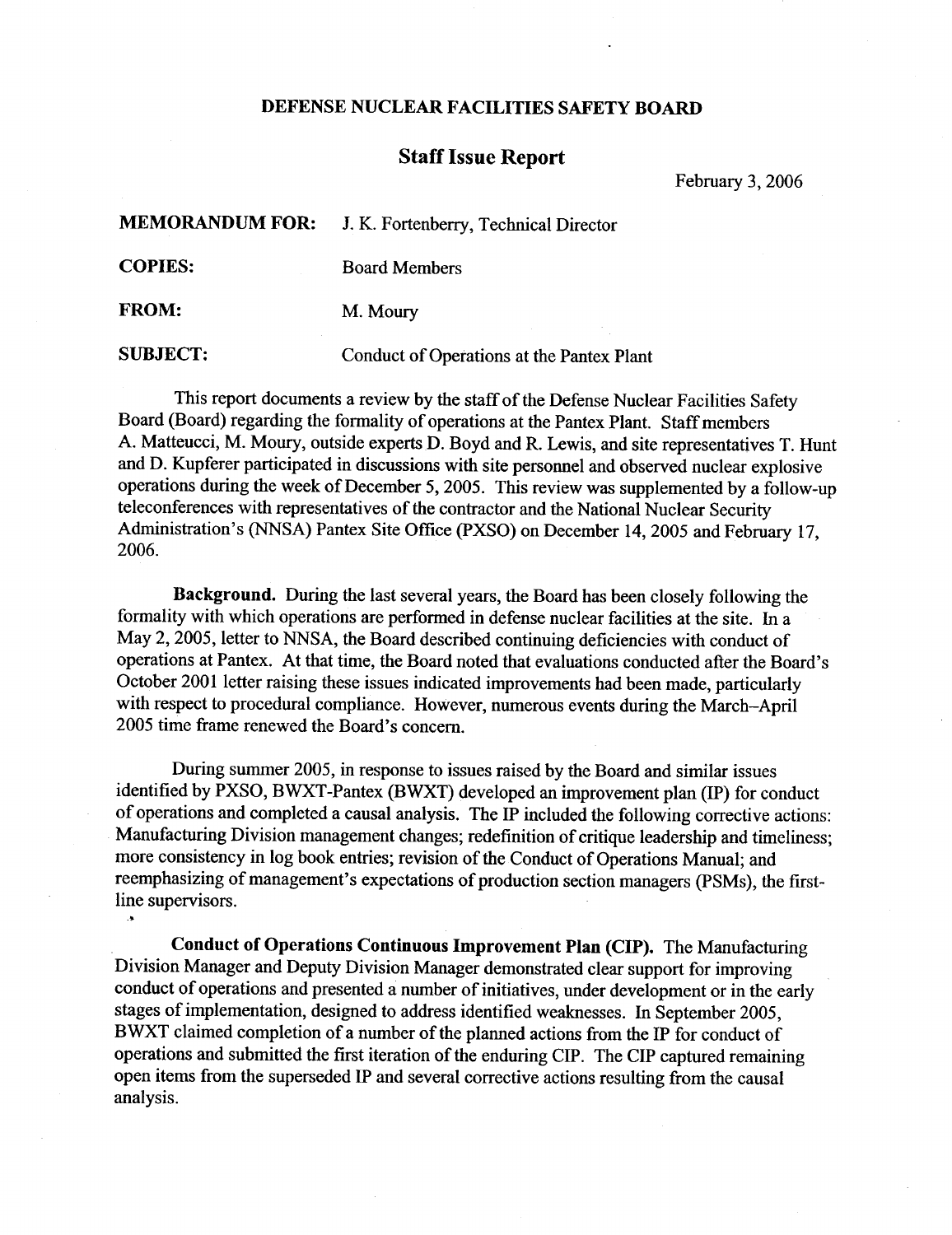**DEFENSE NUCLEAR FACILITIES SAFETY BOARD**

## Staff Issue Report

February 3, 2006

**MEMORANDUM FOR:** J. K. Fortenberry, Technical Director

**COPIES:** Board Members

**FROM:** M. Moury

**SUBJECT:** Conduct of Operations at the Pantex Plant

This report documents a review by the staff of the Defense Nuclear Facilities Safety Board (Board) regarding the formality of operations at the Pantex Plant. Staff members A. Matteucci, M. Moury, outside experts D. Boyd and R. Lewis, and site representatives T. Hunt and D. Kupferer participated in discussions with site personnel and observed nuclear explosive operations during the week of December 5, 2005. This review was supplemented by a follow-up teleconferences with representatives of the contractor and the National Nuclear Security Administration's (NNSA) Pantex Site Office (PXSO) on December 14, 2005 and February 17, 2006.

**Background.** During the last several years, the Board has been closely following the formality with which operations are performed in defense nuclear facilities at the site. In a May 2, 2005, letter to NNSA, the Board described continuing deficiencies with conduct of operations at Pantex. At that time, the Board noted that evaluations conducted after the Board's October 2001 letter raising these issues indicated improvements had been made, particularly with respect to procedural compliance. However, numerous events during the March–April 2005 time frame renewed the Board's concern.

During summer 2005, in response to issues raised by the Board and similar issues identified by PXSO, BWXT-Pantex (BWXT) developed an improvement plan (IP) for conduct of operations and completed a causal analysis. The IP included the following corrective actions: Manufacturing Division management changes; redefinition of critique leadership and timeliness; more consistency in log book entries; revision of the Conduct of Operations Manual; and reemphasizing of management's expectations of production section managers (PSMs), the first-line supervisors.

**Conduct of Operations Continuous Improvement Plan (CIP).** The Manufacturing Division Manager and Deputy Division Manager demonstrated clear support for improving conduct of operations and presented a number of initiatives, under development or in the early stages of implementation, designed to address identified weaknesses. In September 2005, BWXT claimed completion of a number of the planned actions from the IP for conduct of operations and submitted the first iteration of the enduring CIP. The CIP captured remaining open items from the superseded IP and several corrective actions resulting from the causal analysis.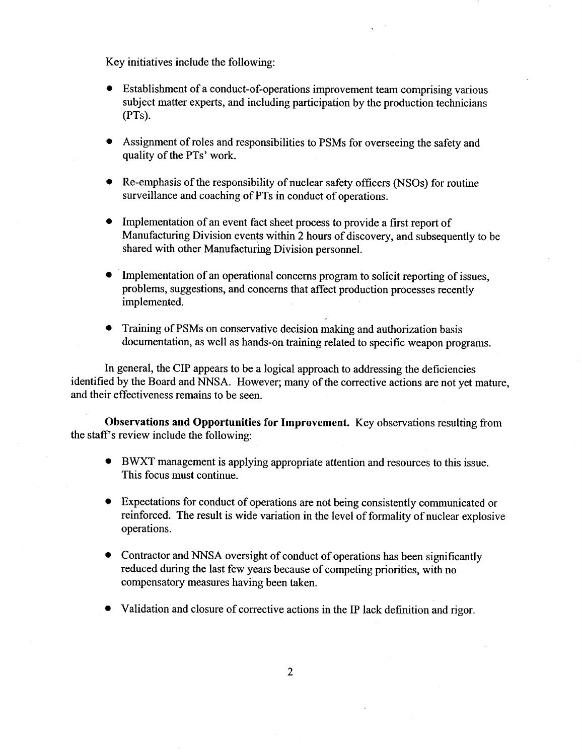Key initiatives include the following:

- Establishment of a conduct-of-operations improvement team comprising various subject matter experts, and including participation by the production technicians (PTs).
- Assignment of roles and responsibilities to PSMs for overseeing the safety and quality of the PTs' work.
- Re-emphasis of the responsibility of nuclear safety officers (NSOs) for routine surveillance and coaching of PTs in conduct of operations.
- Implementation of an event fact sheet process to provide a first report of Manufacturing Division events within 2 hours of discovery, and subsequently to be shared with other Manufacturing Division personnel.
- Implementation of an operational concerns program to solicit reporting of issues, problems, suggestions, and concerns that affect production processes recently implemented.
- Training of PSMs on conservative decision making and authorization basis documentation, as well as hands-on training related to specific weapon programs.

In general, the CIP appears to be a logical approach to addressing the deficiencies identified by the Board and NNSA. However; many of the corrective actions are not yet mature, and their effectiveness remains to be seen.

**Observations and Opportunities for Improvement.** Key observations resulting from the staff's review include the following:

- BWXT management is applying appropriate attention and resources to this issue. This focus must continue.
- Expectations for conduct of operations are not being consistently communicated or reinforced. The result is wide variation in the level of formality of nuclear explosive operations.
- Contractor and NNSA oversight of conduct of operations has been significantly reduced during the last few years because of competing priorities, with no compensatory measures having been taken.
- Validation and closure of corrective actions in the IP lack definition and rigor.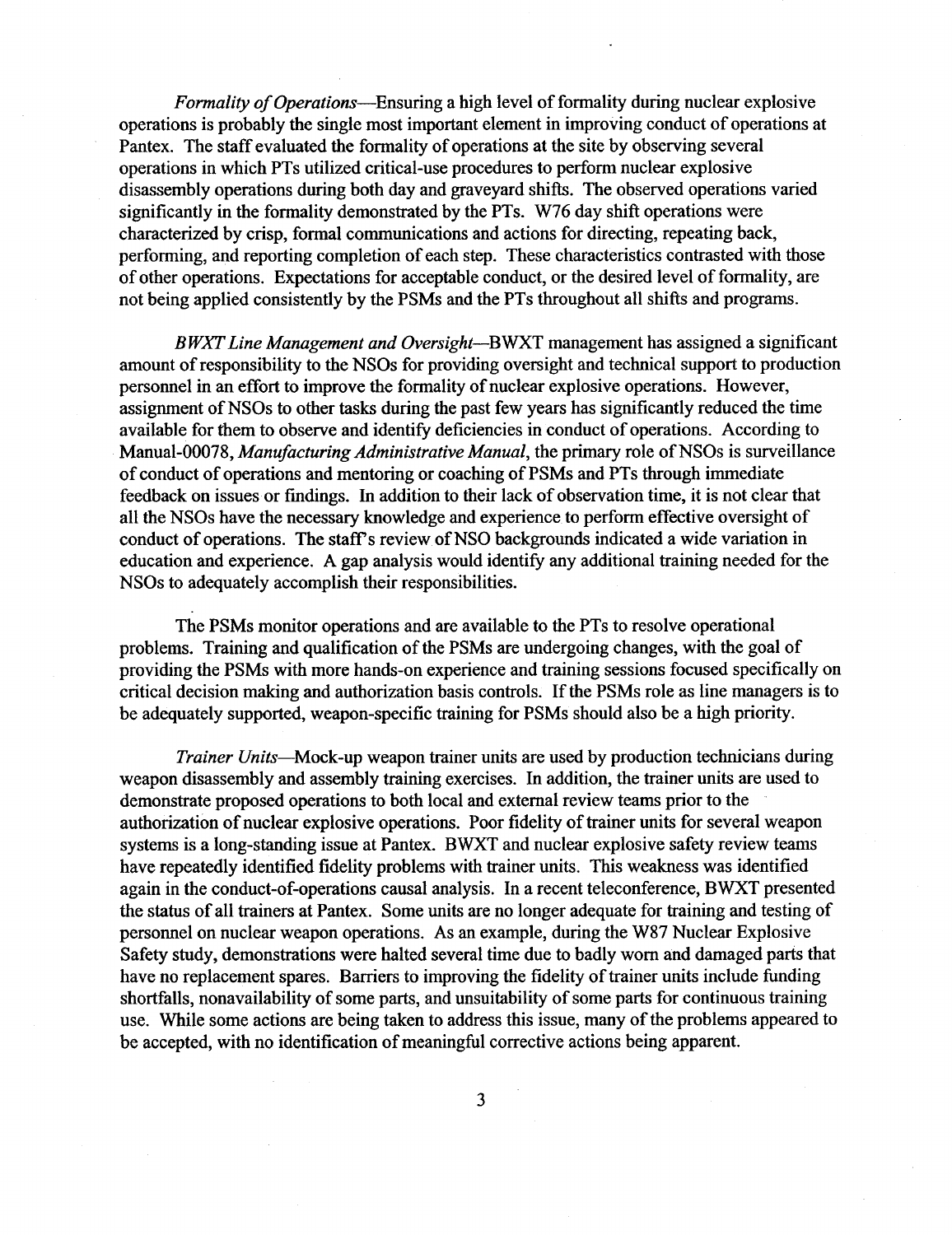*Formality of Operations*—Ensuring a high level of formality during nuclear explosive operations is probably the single most important element in improving conduct of operations at Pantex. The staff evaluated the formality of operations at the site by observing several operations in which PTs utilized critical-use procedures to perform nuclear explosive disassembly operations during both day and graveyard shifts. The observed operations varied significantly in the formality demonstrated by the PTs. W76 day shift operations were characterized by crisp, formal communications and actions for directing, repeating back, performing, and reporting completion of each step. These characteristics contrasted with those of other operations. Expectations for acceptable conduct, or the desired level of formality, are not being applied consistently by the PSMs and the PTs throughout all shifts and programs.

*BWXT Line Management and Oversight*—BWXT management has assigned a significant amount of responsibility to the NSOs for providing oversight and technical support to production personnel in an effort to improve the formality of nuclear explosive operations. However, assignment of NSOs to other tasks during the past few years has significantly reduced the time available for them to observe and identify deficiencies in conduct of operations. According to Manual-00078, *Manufacturing Administrative Manual*, the primary role of NSOs is surveillance of conduct of operations and mentoring or coaching of PSMs and PTs through immediate feedback on issues or findings. In addition to their lack of observation time, it is not clear that all the NSOs have the necessary knowledge and experience to perform effective oversight of conduct of operations. The staff's review of NSO backgrounds indicated a wide variation in education and experience. A gap analysis would identify any additional training needed for the NSOs to adequately accomplish their responsibilities.

The PSMs monitor operations and are available to the PTs to resolve operational problems. Training and qualification of the PSMs are undergoing changes, with the goal of providing the PSMs with more hands-on experience and training sessions focused specifically on critical decision making and authorization basis controls. If the PSMs role as line managers is to be adequately supported, weapon-specific training for PSMs should also be a high priority.

*Trainer Units*—Mock-up weapon trainer units are used by production technicians during weapon disassembly and assembly training exercises. In addition, the trainer units are used to demonstrate proposed operations to both local and external review teams prior to the authorization of nuclear explosive operations. Poor fidelity of trainer units for several weapon systems is a long-standing issue at Pantex. BWXT and nuclear explosive safety review teams have repeatedly identified fidelity problems with trainer units. This weakness was identified again in the conduct-of-operations causal analysis. In a recent teleconference, BWXT presented the status of all trainers at Pantex. Some units are no longer adequate for training and testing of personnel on nuclear weapon operations. As an example, during the W87 Nuclear Explosive Safety study, demonstrations were halted several time due to badly worn and damaged parts that have no replacement spares. Barriers to improving the fidelity of trainer units include funding shortfalls, nonavailability of some parts, and unsuitability of some parts for continuous training use. While some actions are being taken to address this issue, many of the problems appeared to be accepted, with no identification of meaningful corrective actions being apparent.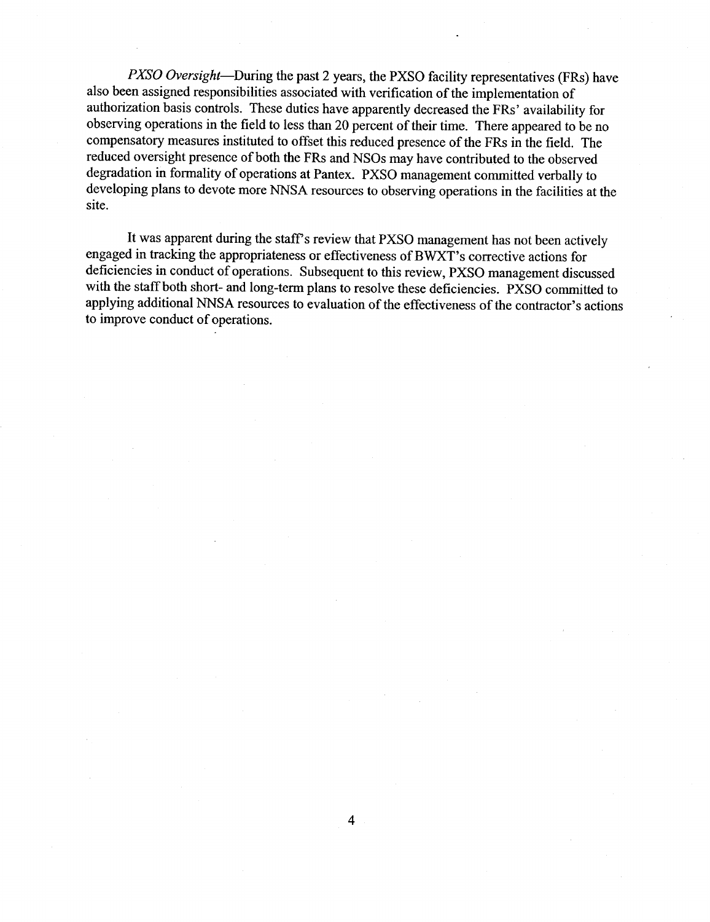*PXSO Oversight*—During the past 2 years, the PXSO facility representatives (FRs) have also been assigned responsibilities associated with verification of the implementation of authorization basis controls. These duties have apparently decreased the FRs' availability for observing operations in the field to less than 20 percent of their time. There appeared to be no compensatory measures instituted to offset this reduced presence of the FRs in the field. The reduced oversight presence of both the FRs and NSOs may have contributed to the observed degradation in formality of operations at Pantex. PXSO management committed verbally to developing plans to devote more NNSA resources to observing operations in the facilities at the site.

It was apparent during the staff's review that PXSO management has not been actively engaged in tracking the appropriateness or effectiveness of BWXT's corrective actions for deficiencies in conduct of operations. Subsequent to this review, PXSO management discussed with the staff both short- and long-term plans to resolve these deficiencies. PXSO committed to applying additional NNSA resources to evaluation of the effectiveness of the contractor's actions to improve conduct of operations.